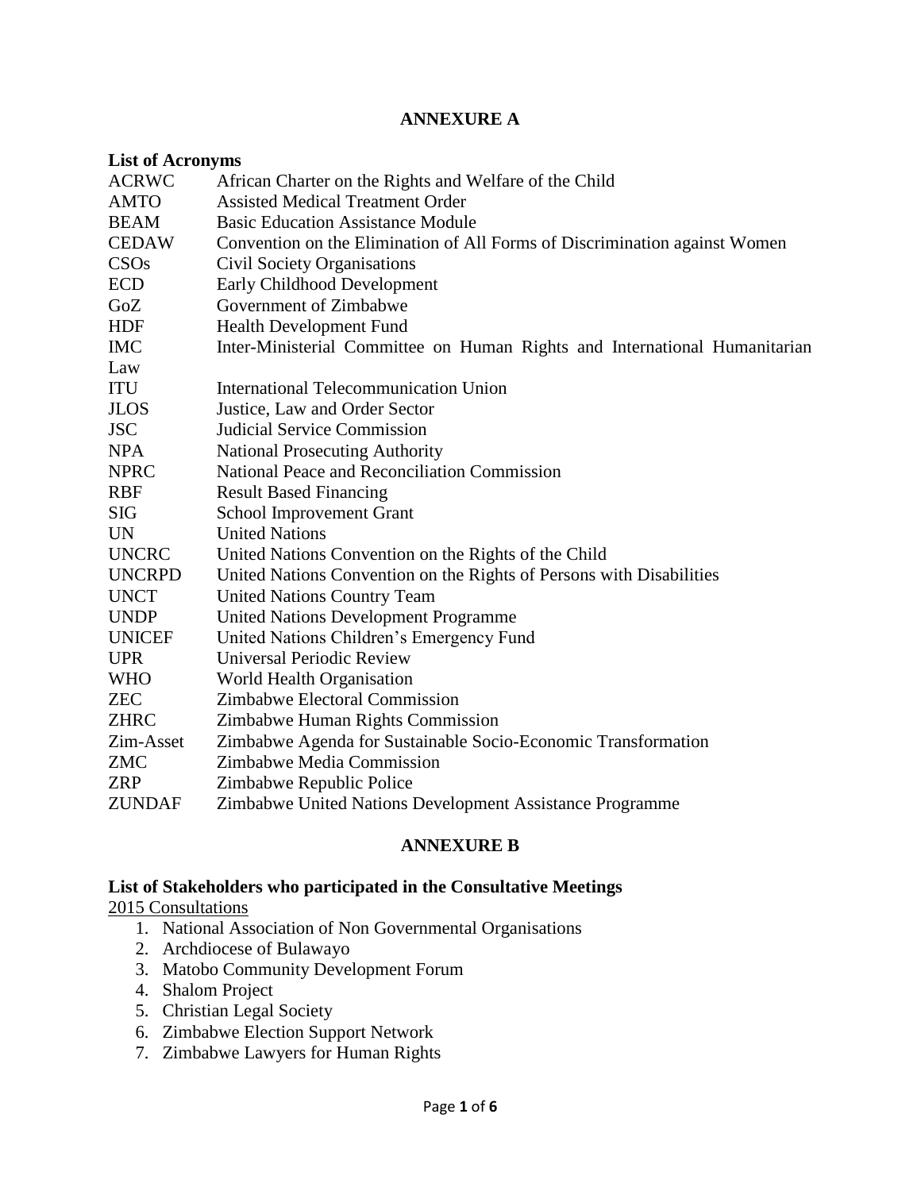## ANNEXURE A

### List of Acronyms

| | |
|---|---|
| ACRWC | African Charter on the Rights and Welfare of the Child |
| AMTO | Assisted Medical Treatment Order |
| BEAM | Basic Education Assistance Module |
| CEDAW | Convention on the Elimination of All Forms of Discrimination against Women |
| CSOs | Civil Society Organisations |
| ECD | Early Childhood Development |
| GoZ | Government of Zimbabwe |
| HDF | Health Development Fund |
| IMC | Inter-Ministerial Committee on Human Rights and International Humanitarian Law |
| ITU | International Telecommunication Union |
| JLOS | Justice, Law and Order Sector |
| JSC | Judicial Service Commission |
| NPA | National Prosecuting Authority |
| NPRC | National Peace and Reconciliation Commission |
| RBF | Result Based Financing |
| SIG | School Improvement Grant |
| UN | United Nations |
| UNCRC | United Nations Convention on the Rights of the Child |
| UNCRPD | United Nations Convention on the Rights of Persons with Disabilities |
| UNCT | United Nations Country Team |
| UNDP | United Nations Development Programme |
| UNICEF | United Nations Children's Emergency Fund |
| UPR | Universal Periodic Review |
| WHO | World Health Organisation |
| ZEC | Zimbabwe Electoral Commission |
| ZHRC | Zimbabwe Human Rights Commission |
| Zim-Asset | Zimbabwe Agenda for Sustainable Socio-Economic Transformation |
| ZMC | Zimbabwe Media Commission |
| ZRP | Zimbabwe Republic Police |
| ZUNDAF | Zimbabwe United Nations Development Assistance Programme |

## ANNEXURE B

### List of Stakeholders who participated in the Consultative Meetings

2015 Consultations

1. National Association of Non Governmental Organisations
2. Archdiocese of Bulawayo
3. Matobo Community Development Forum
4. Shalom Project
5. Christian Legal Society
6. Zimbabwe Election Support Network
7. Zimbabwe Lawyers for Human Rights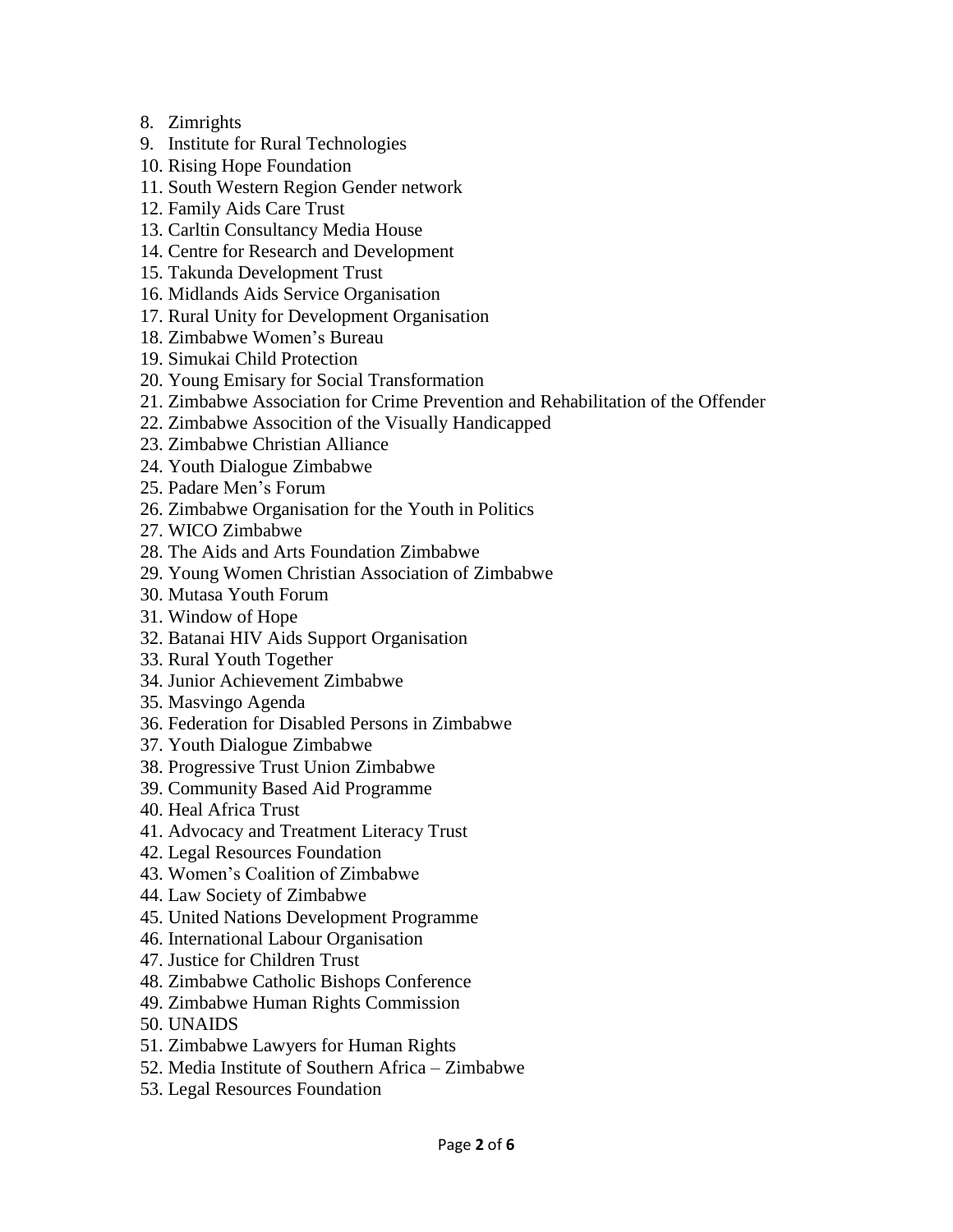8. Zimrights
9. Institute for Rural Technologies
10. Rising Hope Foundation
11. South Western Region Gender network
12. Family Aids Care Trust
13. Carltin Consultancy Media House
14. Centre for Research and Development
15. Takunda Development Trust
16. Midlands Aids Service Organisation
17. Rural Unity for Development Organisation
18. Zimbabwe Women's Bureau
19. Simukai Child Protection
20. Young Emisary for Social Transformation
21. Zimbabwe Association for Crime Prevention and Rehabilitation of the Offender
22. Zimbabwe Assocition of the Visually Handicapped
23. Zimbabwe Christian Alliance
24. Youth Dialogue Zimbabwe
25. Padare Men's Forum
26. Zimbabwe Organisation for the Youth in Politics
27. WICO Zimbabwe
28. The Aids and Arts Foundation Zimbabwe
29. Young Women Christian Association of Zimbabwe
30. Mutasa Youth Forum
31. Window of Hope
32. Batanai HIV Aids Support Organisation
33. Rural Youth Together
34. Junior Achievement Zimbabwe
35. Masvingo Agenda
36. Federation for Disabled Persons in Zimbabwe
37. Youth Dialogue Zimbabwe
38. Progressive Trust Union Zimbabwe
39. Community Based Aid Programme
40. Heal Africa Trust
41. Advocacy and Treatment Literacy Trust
42. Legal Resources Foundation
43. Women's Coalition of Zimbabwe
44. Law Society of Zimbabwe
45. United Nations Development Programme
46. International Labour Organisation
47. Justice for Children Trust
48. Zimbabwe Catholic Bishops Conference
49. Zimbabwe Human Rights Commission
50. UNAIDS
51. Zimbabwe Lawyers for Human Rights
52. Media Institute of Southern Africa – Zimbabwe
53. Legal Resources Foundation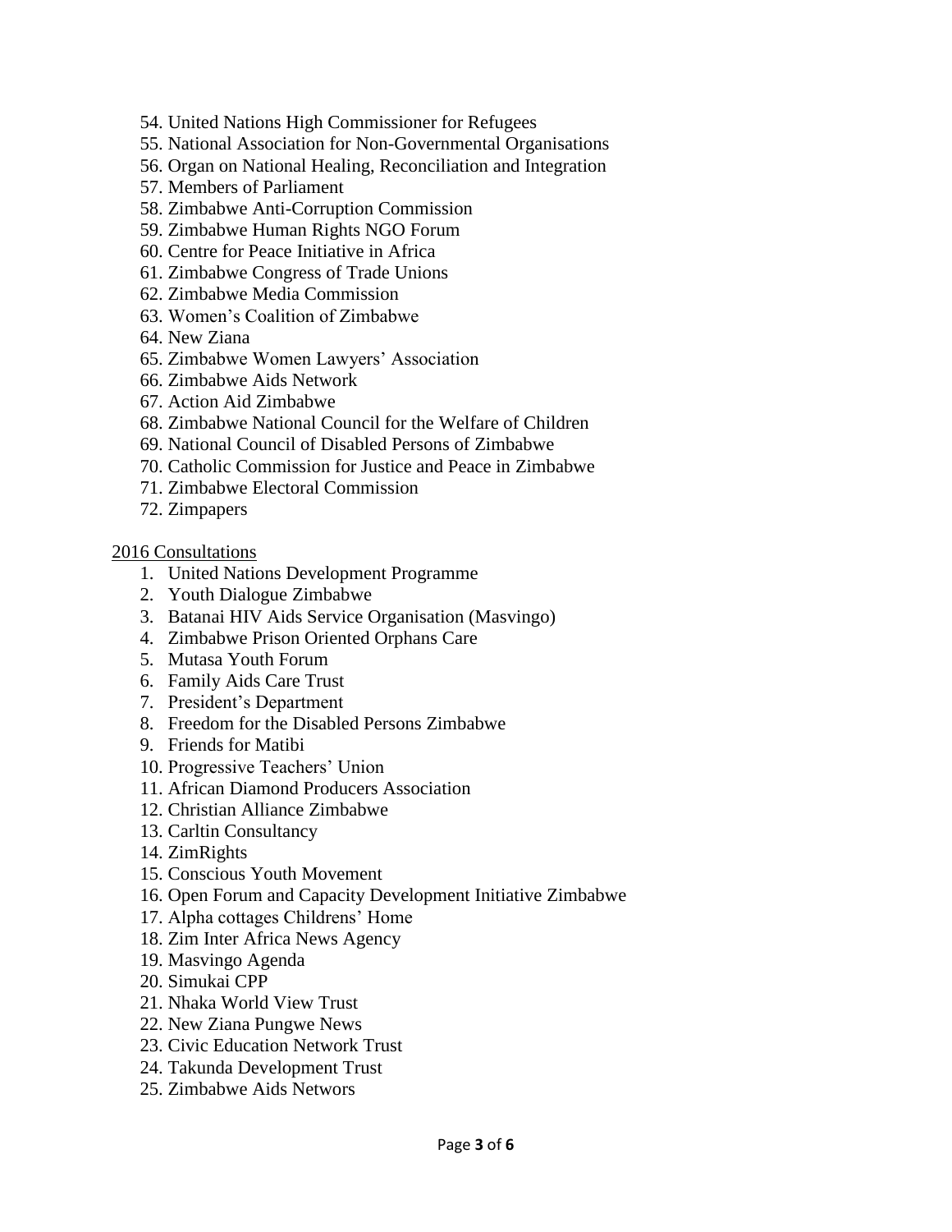54. United Nations High Commissioner for Refugees
55. National Association for Non-Governmental Organisations
56. Organ on National Healing, Reconciliation and Integration
57. Members of Parliament
58. Zimbabwe Anti-Corruption Commission
59. Zimbabwe Human Rights NGO Forum
60. Centre for Peace Initiative in Africa
61. Zimbabwe Congress of Trade Unions
62. Zimbabwe Media Commission
63. Women's Coalition of Zimbabwe
64. New Ziana
65. Zimbabwe Women Lawyers' Association
66. Zimbabwe Aids Network
67. Action Aid Zimbabwe
68. Zimbabwe National Council for the Welfare of Children
69. National Council of Disabled Persons of Zimbabwe
70. Catholic Commission for Justice and Peace in Zimbabwe
71. Zimbabwe Electoral Commission
72. Zimpapers

<u>2016 Consultations</u>

1. United Nations Development Programme
2. Youth Dialogue Zimbabwe
3. Batanai HIV Aids Service Organisation (Masvingo)
4. Zimbabwe Prison Oriented Orphans Care
5. Mutasa Youth Forum
6. Family Aids Care Trust
7. President's Department
8. Freedom for the Disabled Persons Zimbabwe
9. Friends for Matibi
10. Progressive Teachers' Union
11. African Diamond Producers Association
12. Christian Alliance Zimbabwe
13. Carltin Consultancy
14. ZimRights
15. Conscious Youth Movement
16. Open Forum and Capacity Development Initiative Zimbabwe
17. Alpha cottages Childrens' Home
18. Zim Inter Africa News Agency
19. Masvingo Agenda
20. Simukai CPP
21. Nhaka World View Trust
22. New Ziana Pungwe News
23. Civic Education Network Trust
24. Takunda Development Trust
25. Zimbabwe Aids Networs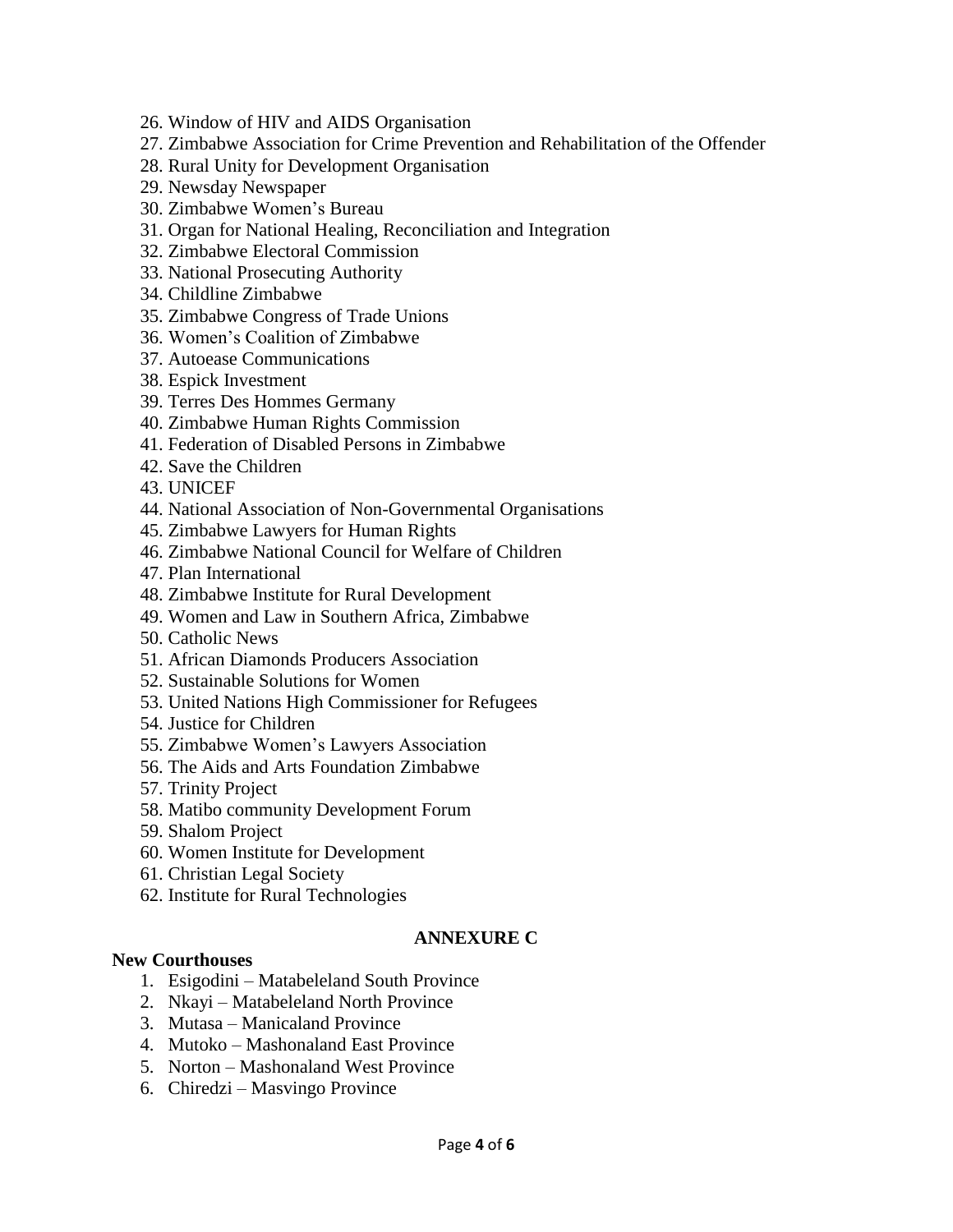26. Window of HIV and AIDS Organisation
27. Zimbabwe Association for Crime Prevention and Rehabilitation of the Offender
28. Rural Unity for Development Organisation
29. Newsday Newspaper
30. Zimbabwe Women's Bureau
31. Organ for National Healing, Reconciliation and Integration
32. Zimbabwe Electoral Commission
33. National Prosecuting Authority
34. Childline Zimbabwe
35. Zimbabwe Congress of Trade Unions
36. Women's Coalition of Zimbabwe
37. Autoease Communications
38. Espick Investment
39. Terres Des Hommes Germany
40. Zimbabwe Human Rights Commission
41. Federation of Disabled Persons in Zimbabwe
42. Save the Children
43. UNICEF
44. National Association of Non-Governmental Organisations
45. Zimbabwe Lawyers for Human Rights
46. Zimbabwe National Council for Welfare of Children
47. Plan International
48. Zimbabwe Institute for Rural Development
49. Women and Law in Southern Africa, Zimbabwe
50. Catholic News
51. African Diamonds Producers Association
52. Sustainable Solutions for Women
53. United Nations High Commissioner for Refugees
54. Justice for Children
55. Zimbabwe Women's Lawyers Association
56. The Aids and Arts Foundation Zimbabwe
57. Trinity Project
58. Matibo community Development Forum
59. Shalom Project
60. Women Institute for Development
61. Christian Legal Society
62. Institute for Rural Technologies

## ANNEXURE C

**New Courthouses**

1. Esigodini – Matabeleland South Province
2. Nkayi – Matabeleland North Province
3. Mutasa – Manicaland Province
4. Mutoko – Mashonaland East Province
5. Norton – Mashonaland West Province
6. Chiredzi – Masvingo Province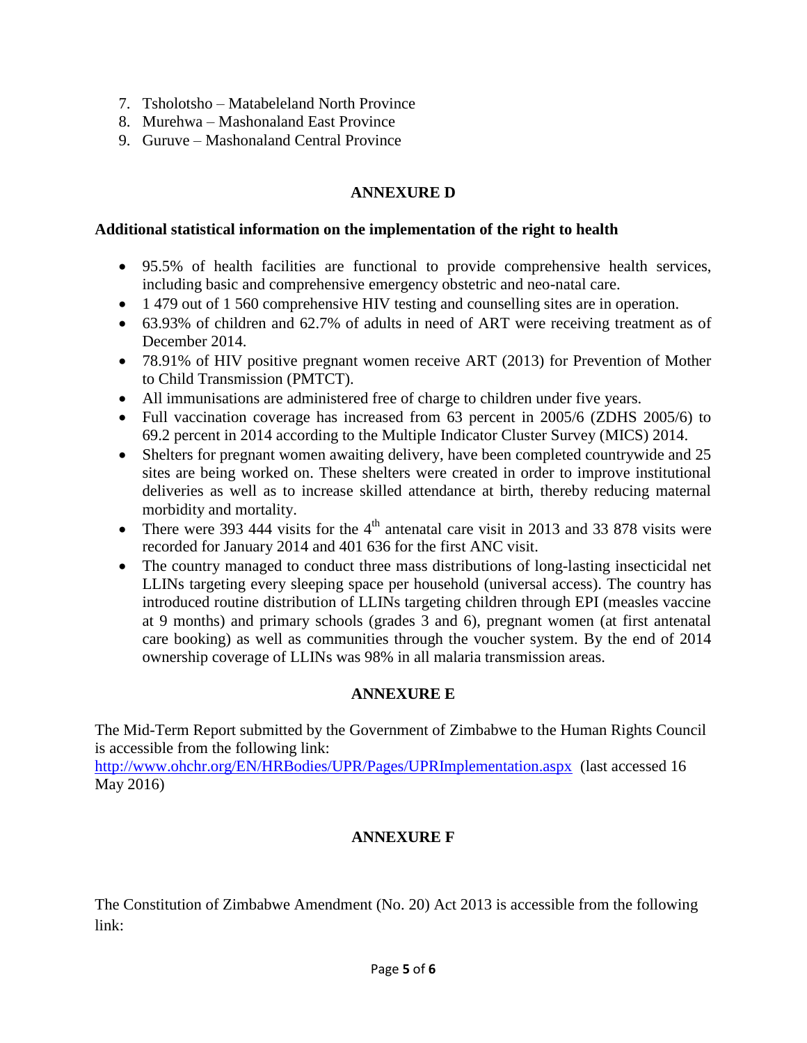7. Tsholotsho – Matabeleland North Province
8. Murehwa – Mashonaland East Province
9. Guruve – Mashonaland Central Province

## ANNEXURE D

**Additional statistical information on the implementation of the right to health**

- 95.5% of health facilities are functional to provide comprehensive health services, including basic and comprehensive emergency obstetric and neo-natal care.
- 1 479 out of 1 560 comprehensive HIV testing and counselling sites are in operation.
- 63.93% of children and 62.7% of adults in need of ART were receiving treatment as of December 2014.
- 78.91% of HIV positive pregnant women receive ART (2013) for Prevention of Mother to Child Transmission (PMTCT).
- All immunisations are administered free of charge to children under five years.
- Full vaccination coverage has increased from 63 percent in 2005/6 (ZDHS 2005/6) to 69.2 percent in 2014 according to the Multiple Indicator Cluster Survey (MICS) 2014.
- Shelters for pregnant women awaiting delivery, have been completed countrywide and 25 sites are being worked on. These shelters were created in order to improve institutional deliveries as well as to increase skilled attendance at birth, thereby reducing maternal morbidity and mortality.
- There were 393 444 visits for the 4th antenatal care visit in 2013 and 33 878 visits were recorded for January 2014 and 401 636 for the first ANC visit.
- The country managed to conduct three mass distributions of long-lasting insecticidal net LLINs targeting every sleeping space per household (universal access). The country has introduced routine distribution of LLINs targeting children through EPI (measles vaccine at 9 months) and primary schools (grades 3 and 6), pregnant women (at first antenatal care booking) as well as communities through the voucher system. By the end of 2014 ownership coverage of LLINs was 98% in all malaria transmission areas.

## ANNEXURE E

The Mid-Term Report submitted by the Government of Zimbabwe to the Human Rights Council is accessible from the following link:
http://www.ohchr.org/EN/HRBodies/UPR/Pages/UPRImplementation.aspx (last accessed 16 May 2016)

## ANNEXURE F

The Constitution of Zimbabwe Amendment (No. 20) Act 2013 is accessible from the following link: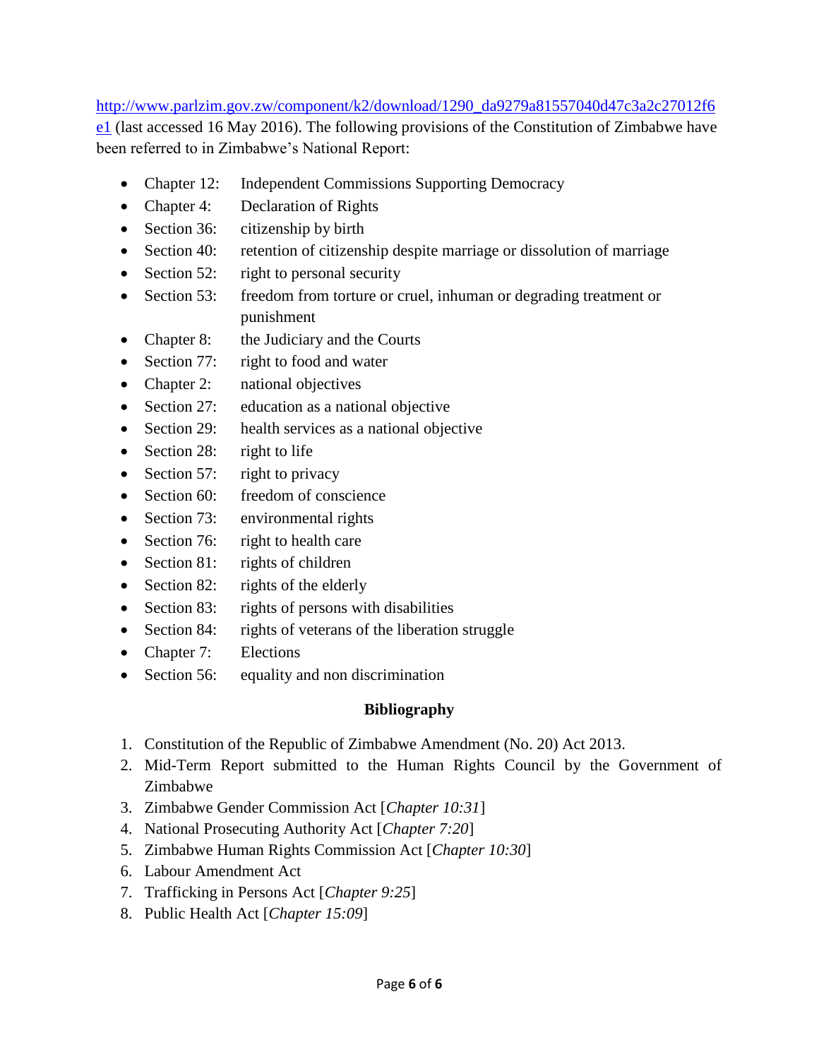http://www.parlzim.gov.zw/component/k2/download/1290_da9279a81557040d47c3a2c27012f6e1 (last accessed 16 May 2016). The following provisions of the Constitution of Zimbabwe have been referred to in Zimbabwe's National Report:

- Chapter 12: Independent Commissions Supporting Democracy
- Chapter 4: Declaration of Rights
- Section 36: citizenship by birth
- Section 40: retention of citizenship despite marriage or dissolution of marriage
- Section 52: right to personal security
- Section 53: freedom from torture or cruel, inhuman or degrading treatment or punishment
- Chapter 8: the Judiciary and the Courts
- Section 77: right to food and water
- Chapter 2: national objectives
- Section 27: education as a national objective
- Section 29: health services as a national objective
- Section 28: right to life
- Section 57: right to privacy
- Section 60: freedom of conscience
- Section 73: environmental rights
- Section 76: right to health care
- Section 81: rights of children
- Section 82: rights of the elderly
- Section 83: rights of persons with disabilities
- Section 84: rights of veterans of the liberation struggle
- Chapter 7: Elections
- Section 56: equality and non discrimination

## Bibliography

1. Constitution of the Republic of Zimbabwe Amendment (No. 20) Act 2013.
2. Mid-Term Report submitted to the Human Rights Council by the Government of Zimbabwe
3. Zimbabwe Gender Commission Act [*Chapter 10:31*]
4. National Prosecuting Authority Act [*Chapter 7:20*]
5. Zimbabwe Human Rights Commission Act [*Chapter 10:30*]
6. Labour Amendment Act
7. Trafficking in Persons Act [*Chapter 9:25*]
8. Public Health Act [*Chapter 15:09*]